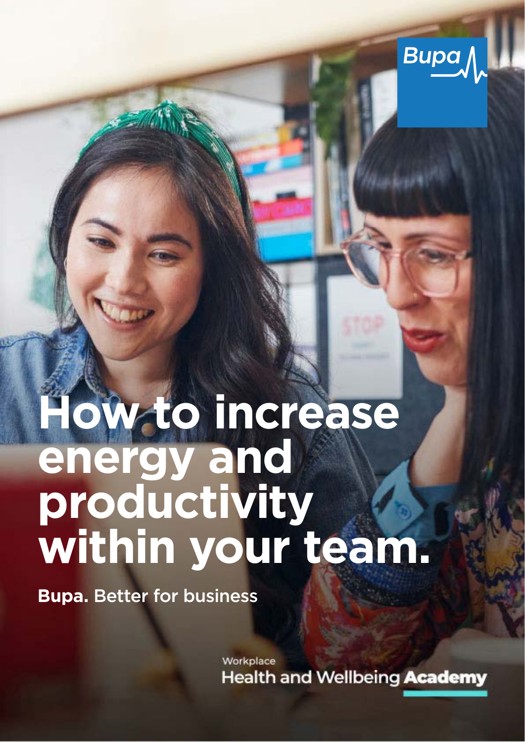Bupa

# How to increase energy and productivity within your team.

**Bupa.** Better for business

Workplace
Health and Wellbeing **Academy**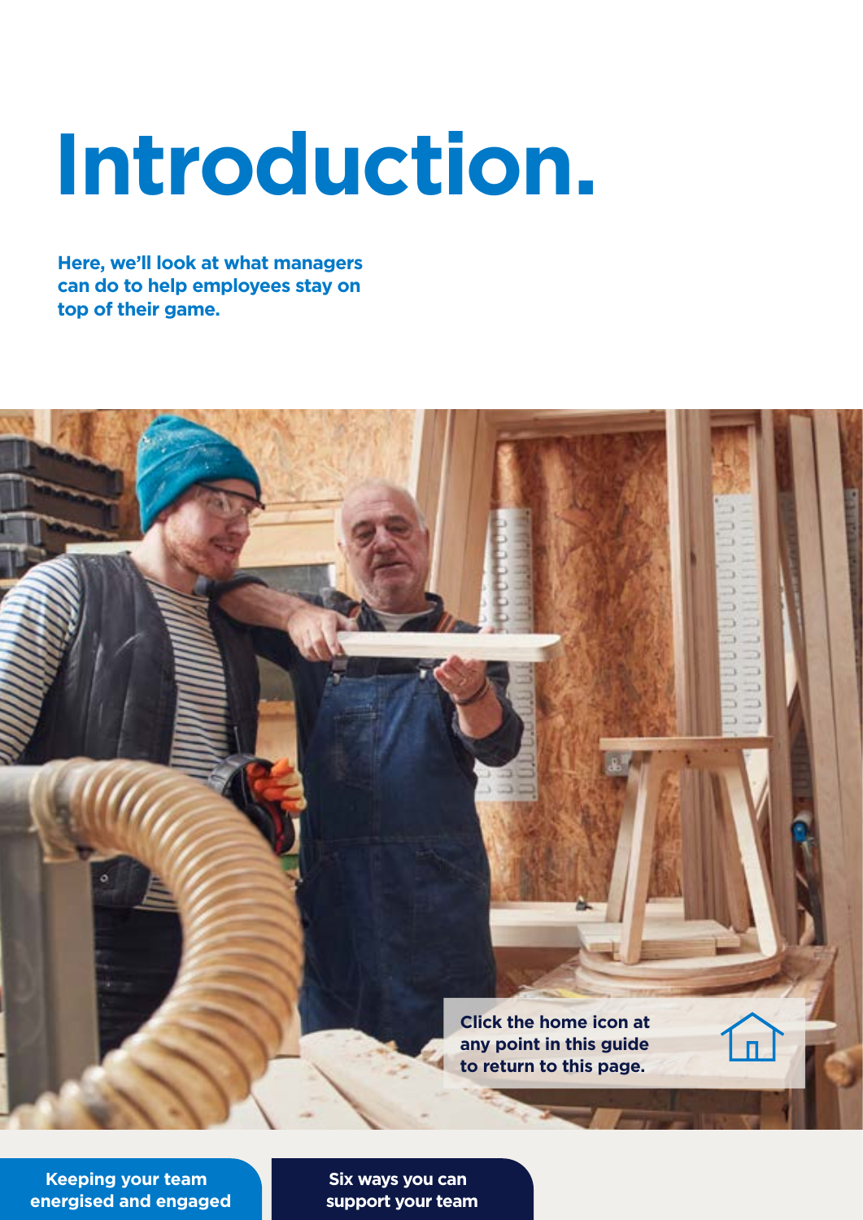# Introduction.

**Here, we'll look at what managers can do to help employees stay on top of their game.**

**Click the home icon at any point in this guide to return to this page.**

**Keeping your team energised and engaged**

**Six ways you can support your team**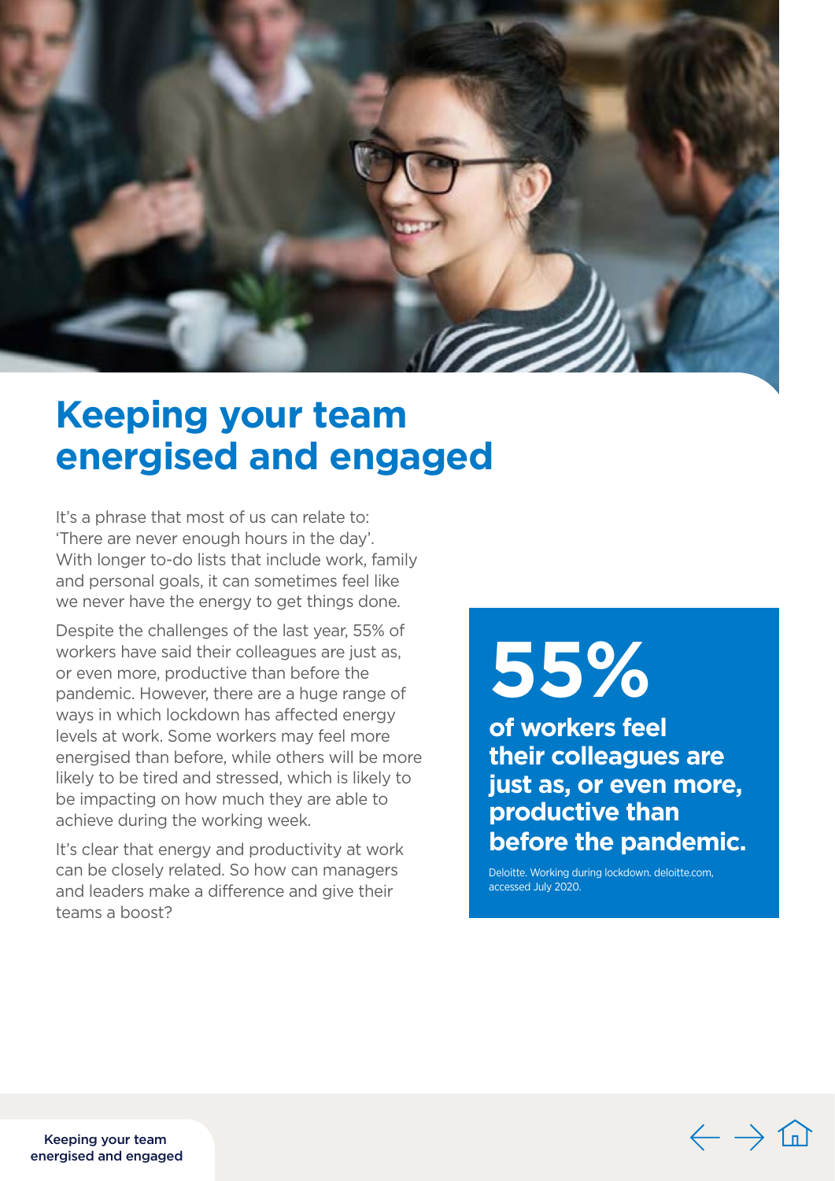# Keeping your team energised and engaged

It's a phrase that most of us can relate to: 'There are never enough hours in the day'. With longer to-do lists that include work, family and personal goals, it can sometimes feel like we never have the energy to get things done.

Despite the challenges of the last year, 55% of workers have said their colleagues are just as, or even more, productive than before the pandemic. However, there are a huge range of ways in which lockdown has affected energy levels at work. Some workers may feel more energised than before, while others will be more likely to be tired and stressed, which is likely to be impacting on how much they are able to achieve during the working week.

It's clear that energy and productivity at work can be closely related. So how can managers and leaders make a difference and give their teams a boost?

**55%**

**of workers feel their colleagues are just as, or even more, productive than before the pandemic.**

Deloitte. Working during lockdown. deloitte.com, accessed July 2020.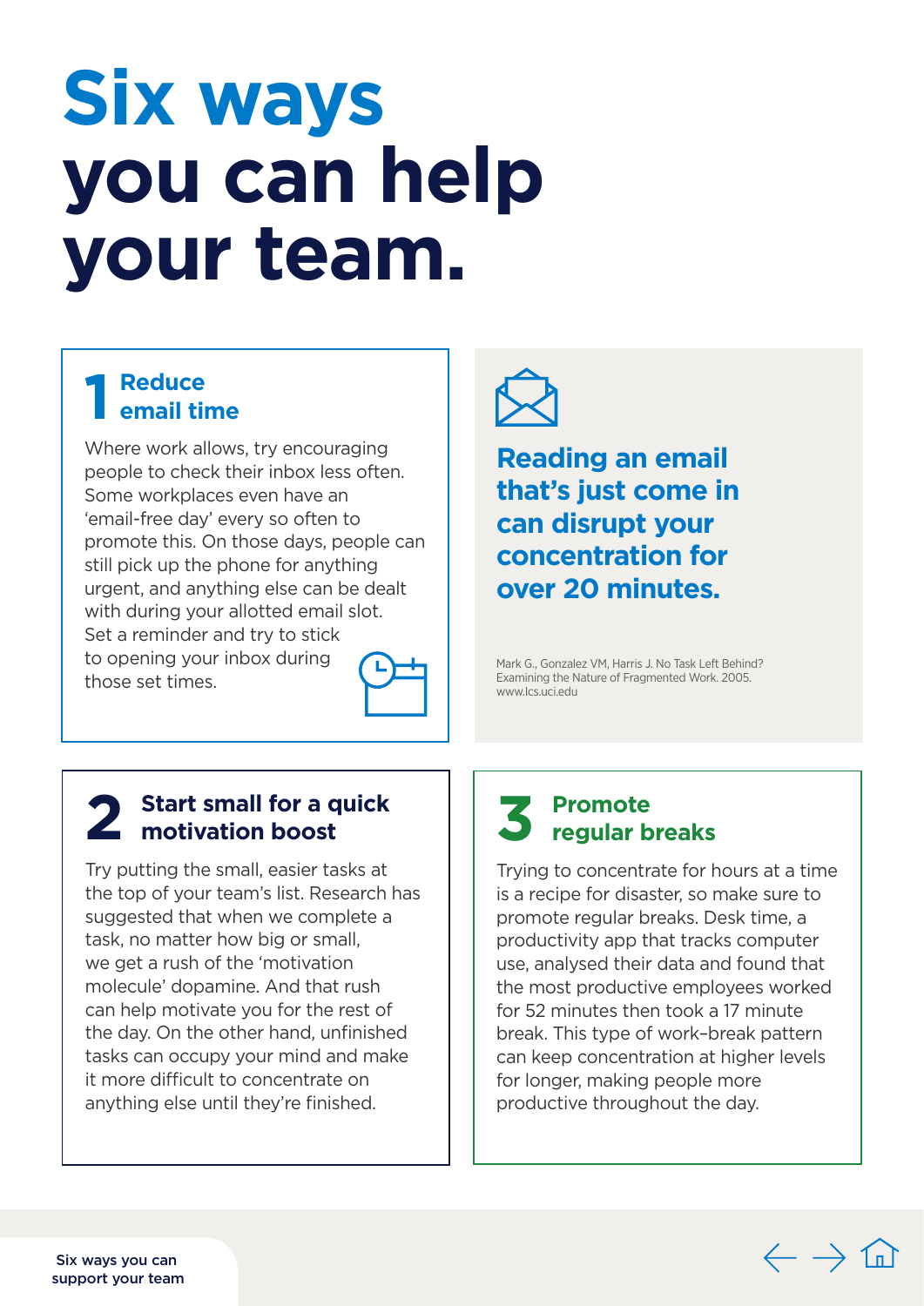# Six ways you can help your team.

## 1 Reduce email time

Where work allows, try encouraging people to check their inbox less often. Some workplaces even have an 'email-free day' every so often to promote this. On those days, people can still pick up the phone for anything urgent, and anything else can be dealt with during your allotted email slot. Set a reminder and try to stick to opening your inbox during those set times.

**Reading an email that's just come in can disrupt your concentration for over 20 minutes.**

Mark G., Gonzalez VM, Harris J. No Task Left Behind? Examining the Nature of Fragmented Work. 2005. www.lcs.uci.edu

## 2 Start small for a quick motivation boost

Try putting the small, easier tasks at the top of your team's list. Research has suggested that when we complete a task, no matter how big or small, we get a rush of the 'motivation molecule' dopamine. And that rush can help motivate you for the rest of the day. On the other hand, unfinished tasks can occupy your mind and make it more difficult to concentrate on anything else until they're finished.

## 3 Promote regular breaks

Trying to concentrate for hours at a time is a recipe for disaster, so make sure to promote regular breaks. Desk time, a productivity app that tracks computer use, analysed their data and found that the most productive employees worked for 52 minutes then took a 17 minute break. This type of work–break pattern can keep concentration at higher levels for longer, making people more productive throughout the day.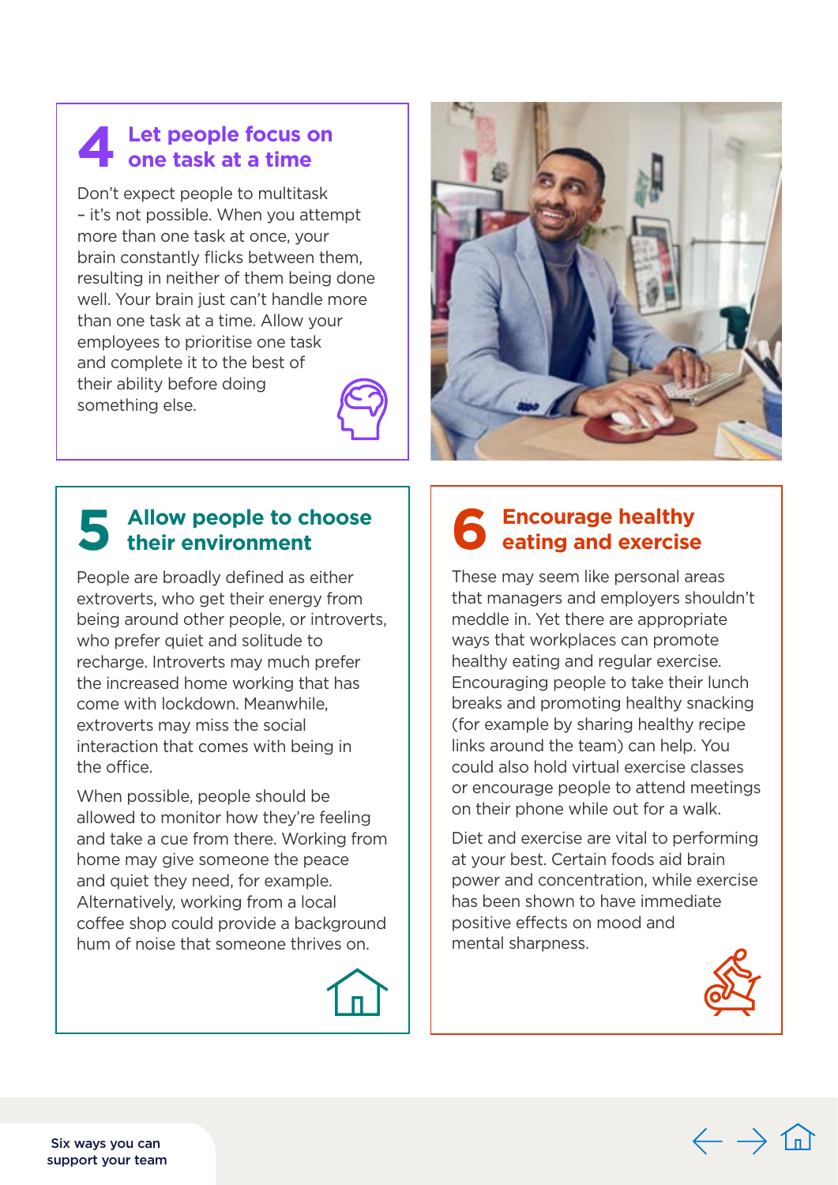## 4 Let people focus on one task at a time

Don't expect people to multitask – it's not possible. When you attempt more than one task at once, your brain constantly flicks between them, resulting in neither of them being done well. Your brain just can't handle more than one task at a time. Allow your employees to prioritise one task and complete it to the best of their ability before doing something else.

## 5 Allow people to choose their environment

People are broadly defined as either extroverts, who get their energy from being around other people, or introverts, who prefer quiet and solitude to recharge. Introverts may much prefer the increased home working that has come with lockdown. Meanwhile, extroverts may miss the social interaction that comes with being in the office.

When possible, people should be allowed to monitor how they're feeling and take a cue from there. Working from home may give someone the peace and quiet they need, for example. Alternatively, working from a local coffee shop could provide a background hum of noise that someone thrives on.

## 6 Encourage healthy eating and exercise

These may seem like personal areas that managers and employers shouldn't meddle in. Yet there are appropriate ways that workplaces can promote healthy eating and regular exercise. Encouraging people to take their lunch breaks and promoting healthy snacking (for example by sharing healthy recipe links around the team) can help. You could also hold virtual exercise classes or encourage people to attend meetings on their phone while out for a walk.

Diet and exercise are vital to performing at your best. Certain foods aid brain power and concentration, while exercise has been shown to have immediate positive effects on mood and mental sharpness.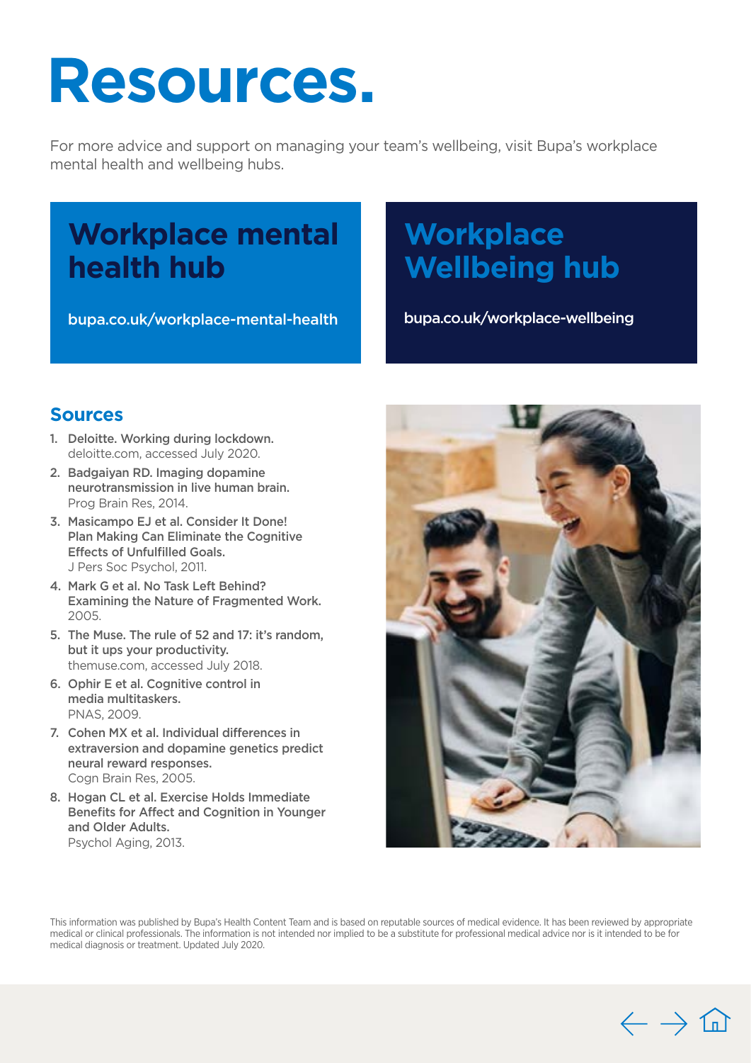# Resources.

For more advice and support on managing your team's wellbeing, visit Bupa's workplace mental health and wellbeing hubs.

## Workplace mental health hub

bupa.co.uk/workplace-mental-health

## Workplace Wellbeing hub

bupa.co.uk/workplace-wellbeing

### Sources

1. **Deloitte. Working during lockdown.**
   deloitte.com, accessed July 2020.
2. **Badgaiyan RD. Imaging dopamine neurotransmission in live human brain.**
   Prog Brain Res, 2014.
3. **Masicampo EJ et al. Consider It Done! Plan Making Can Eliminate the Cognitive Effects of Unfulfilled Goals.**
   J Pers Soc Psychol, 2011.
4. **Mark G et al. No Task Left Behind? Examining the Nature of Fragmented Work.**
   2005.
5. **The Muse. The rule of 52 and 17: it's random, but it ups your productivity.**
   themuse.com, accessed July 2018.
6. **Ophir E et al. Cognitive control in media multitaskers.**
   PNAS, 2009.
7. **Cohen MX et al. Individual differences in extraversion and dopamine genetics predict neural reward responses.**
   Cogn Brain Res, 2005.
8. **Hogan CL et al. Exercise Holds Immediate Benefits for Affect and Cognition in Younger and Older Adults.**
   Psychol Aging, 2013.

This information was published by Bupa's Health Content Team and is based on reputable sources of medical evidence. It has been reviewed by appropriate medical or clinical professionals. The information is not intended nor implied to be a substitute for professional medical advice nor is it intended to be for medical diagnosis or treatment. Updated July 2020.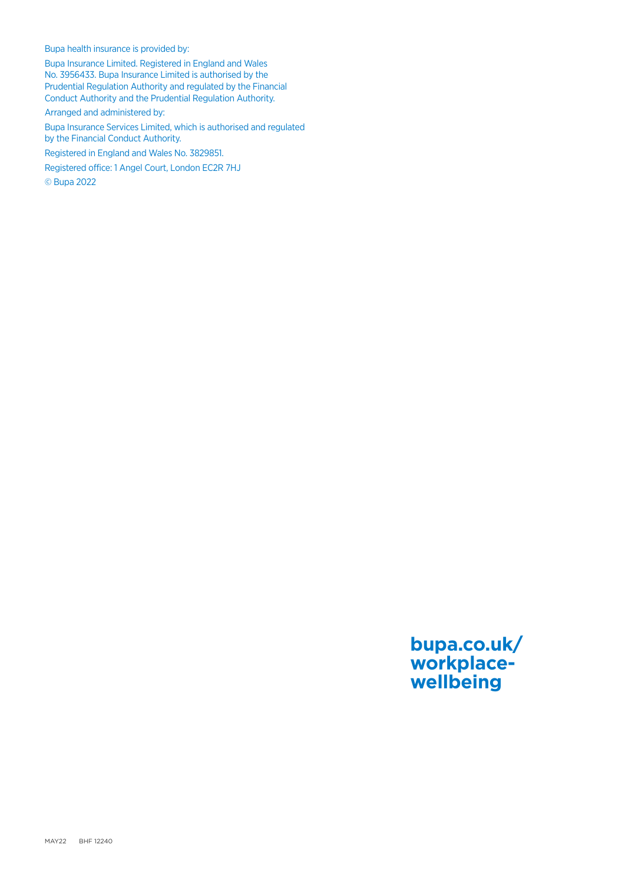Bupa health insurance is provided by:

Bupa Insurance Limited. Registered in England and Wales No. 3956433. Bupa Insurance Limited is authorised by the Prudential Regulation Authority and regulated by the Financial Conduct Authority and the Prudential Regulation Authority.

Arranged and administered by:

Bupa Insurance Services Limited, which is authorised and regulated by the Financial Conduct Authority.

Registered in England and Wales No. 3829851.

Registered office: 1 Angel Court, London EC2R 7HJ

© Bupa 2022

**bupa.co.uk/workplace-wellbeing**

MAY22 BHF 12240